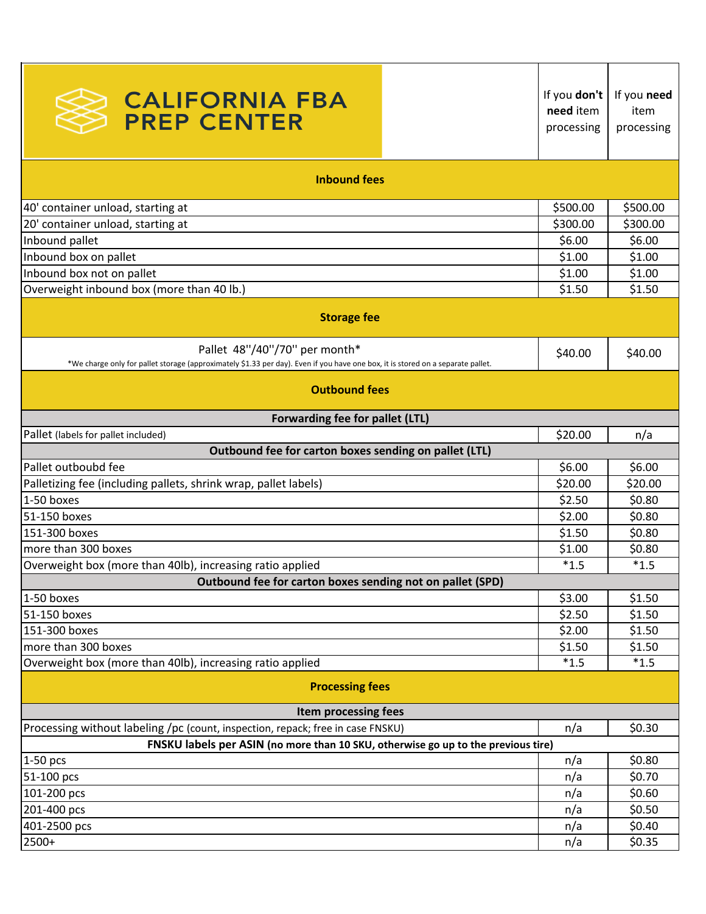# CALIFORNIA FBA PREP CENTER

| | If you **don't need** item processing | If you **need** item processing |
|---|---|---|
| **Inbound fees** | | |
| 40' container unload, starting at | $500.00 | $500.00 |
| 20' container unload, starting at | $300.00 | $300.00 |
| Inbound pallet | $6.00 | $6.00 |
| Inbound box on pallet | $1.00 | $1.00 |
| Inbound box not on pallet | $1.00 | $1.00 |
| Overweight inbound box (more than 40 lb.) | $1.50 | $1.50 |
| **Storage fee** | | |
| Pallet 48''/40''/70'' per month* <br> *We charge only for pallet storage (approximately $1.33 per day). Even if you have one box, it is stored on a separate pallet. | $40.00 | $40.00 |
| **Outbound fees** | | |
| **Forwarding fee for pallet (LTL)** | | |
| Pallet (labels for pallet included) | $20.00 | n/a |
| **Outbound fee for carton boxes sending on pallet (LTL)** | | |
| Pallet outboubd fee | $6.00 | $6.00 |
| Palletizing fee (including pallets, shrink wrap, pallet labels) | $20.00 | $20.00 |
| 1-50 boxes | $2.50 | $0.80 |
| 51-150 boxes | $2.00 | $0.80 |
| 151-300 boxes | $1.50 | $0.80 |
| more than 300 boxes | $1.00 | $0.80 |
| Overweight box (more than 40lb), increasing ratio applied | *1.5 | *1.5 |
| **Outbound fee for carton boxes sending not on pallet (SPD)** | | |
| 1-50 boxes | $3.00 | $1.50 |
| 51-150 boxes | $2.50 | $1.50 |
| 151-300 boxes | $2.00 | $1.50 |
| more than 300 boxes | $1.50 | $1.50 |
| Overweight box (more than 40lb), increasing ratio applied | *1.5 | *1.5 |
| **Processing fees** | | |
| **Item processing fees** | | |
| Processing without labeling /pc (count, inspection, repack; free in case FNSKU) | n/a | $0.30 |
| **FNSKU labels per ASIN (no more than 10 SKU, otherwise go up to the previous tire)** | | |
| 1-50 pcs | n/a | $0.80 |
| 51-100 pcs | n/a | $0.70 |
| 101-200 pcs | n/a | $0.60 |
| 201-400 pcs | n/a | $0.50 |
| 401-2500 pcs | n/a | $0.40 |
| 2500+ | n/a | $0.35 |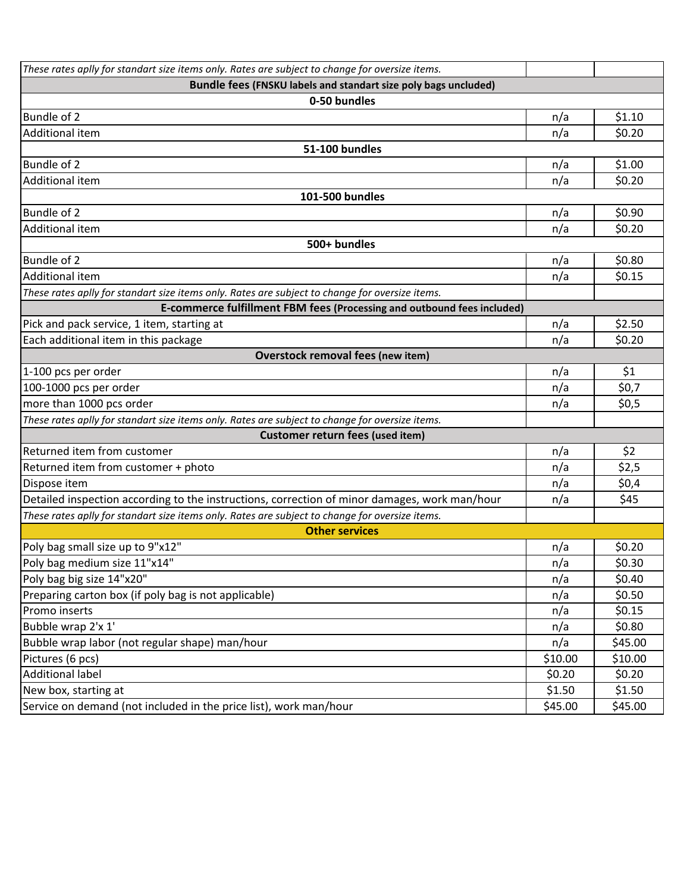| | | |
|---|---|---|
| *These rates aplly for standart size items only. Rates are subject to change for oversize items.* | | |
| **Bundle fees (FNSKU labels and standart size poly bags uncluded)** | | |
| **0-50 bundles** | | |
| Bundle of 2 | n/a | $1.10 |
| Additional item | n/a | $0.20 |
| **51-100 bundles** | | |
| Bundle of 2 | n/a | $1.00 |
| Additional item | n/a | $0.20 |
| **101-500 bundles** | | |
| Bundle of 2 | n/a | $0.90 |
| Additional item | n/a | $0.20 |
| **500+ bundles** | | |
| Bundle of 2 | n/a | $0.80 |
| Additional item | n/a | $0.15 |
| *These rates aplly for standart size items only. Rates are subject to change for oversize items.* | | |
| **E-commerce fulfillment FBM fees (Processing and outbound fees included)** | | |
| Pick and pack service, 1 item, starting at | n/a | $2.50 |
| Each additional item in this package | n/a | $0.20 |
| **Overstock removal fees (new item)** | | |
| 1-100 pcs per order | n/a | $1 |
| 100-1000 pcs per order | n/a | $0,7 |
| more than 1000 pcs order | n/a | $0,5 |
| *These rates aplly for standart size items only. Rates are subject to change for oversize items.* | | |
| **Customer return fees (used item)** | | |
| Returned item from customer | n/a | $2 |
| Returned item from customer + photo | n/a | $2,5 |
| Dispose item | n/a | $0,4 |
| Detailed inspection according to the instructions, correction of minor damages, work man/hour | n/a | $45 |
| *These rates aplly for standart size items only. Rates are subject to change for oversize items.* | | |
| **Other services** | | |
| Poly bag small size up to 9"x12" | n/a | $0.20 |
| Poly bag medium size 11"x14" | n/a | $0.30 |
| Poly bag big size 14"x20" | n/a | $0.40 |
| Preparing carton box (if poly bag is not applicable) | n/a | $0.50 |
| Promo inserts | n/a | $0.15 |
| Bubble wrap 2'x 1' | n/a | $0.80 |
| Bubble wrap labor (not regular shape) man/hour | n/a | $45.00 |
| Pictures (6 pcs) | $10.00 | $10.00 |
| Additional label | $0.20 | $0.20 |
| New box, starting at | $1.50 | $1.50 |
| Service on demand (not included in the price list), work man/hour | $45.00 | $45.00 |